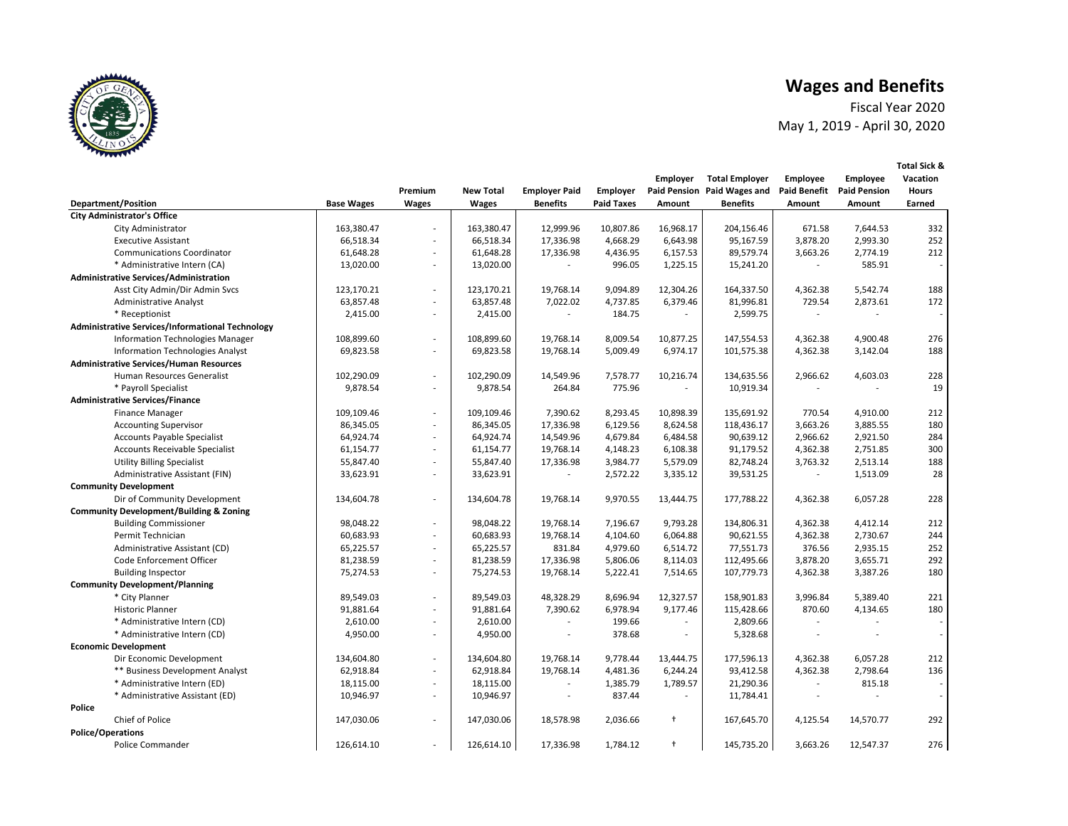# Wages and Benefits

Fiscal Year 2020

May 1, 2019 - April 30, 2020

| Department/Position | Base Wages | Premium Wages | New Total Wages | Employer Paid Benefits | Employer Paid Taxes | Employer Paid Pension Amount | Total Employer Paid Wages and Benefits | Employee Paid Benefit Amount | Employee Paid Pension Amount | Total Sick & Vacation Hours Earned |
|---|---|---|---|---|---|---|---|---|---|---|
| **City Administrator's Office** | | | | | | | | | | |
| City Administrator | 163,380.47 | - | 163,380.47 | 12,999.96 | 10,807.86 | 16,968.17 | 204,156.46 | 671.58 | 7,644.53 | 332 |
| Executive Assistant | 66,518.34 | - | 66,518.34 | 17,336.98 | 4,668.29 | 6,643.98 | 95,167.59 | 3,878.20 | 2,993.30 | 252 |
| Communications Coordinator | 61,648.28 | - | 61,648.28 | 17,336.98 | 4,436.95 | 6,157.53 | 89,579.74 | 3,663.26 | 2,774.19 | 212 |
| * Administrative Intern (CA) | 13,020.00 | - | 13,020.00 | - | 996.05 | 1,225.15 | 15,241.20 | - | 585.91 | - |
| **Administrative Services/Administration** | | | | | | | | | | |
| Asst City Admin/Dir Admin Svcs | 123,170.21 | - | 123,170.21 | 19,768.14 | 9,094.89 | 12,304.26 | 164,337.50 | 4,362.38 | 5,542.74 | 188 |
| Administrative Analyst | 63,857.48 | - | 63,857.48 | 7,022.02 | 4,737.85 | 6,379.46 | 81,996.81 | 729.54 | 2,873.61 | 172 |
| * Receptionist | 2,415.00 | - | 2,415.00 | - | 184.75 | - | 2,599.75 | - | - | - |
| **Administrative Services/Informational Technology** | | | | | | | | | | |
| Information Technologies Manager | 108,899.60 | - | 108,899.60 | 19,768.14 | 8,009.54 | 10,877.25 | 147,554.53 | 4,362.38 | 4,900.48 | 276 |
| Information Technologies Analyst | 69,823.58 | - | 69,823.58 | 19,768.14 | 5,009.49 | 6,974.17 | 101,575.38 | 4,362.38 | 3,142.04 | 188 |
| **Administrative Services/Human Resources** | | | | | | | | | | |
| Human Resources Generalist | 102,290.09 | - | 102,290.09 | 14,549.96 | 7,578.77 | 10,216.74 | 134,635.56 | 2,966.62 | 4,603.03 | 228 |
| * Payroll Specialist | 9,878.54 | - | 9,878.54 | 264.84 | 775.96 | - | 10,919.34 | - | - | 19 |
| **Administrative Services/Finance** | | | | | | | | | | |
| Finance Manager | 109,109.46 | - | 109,109.46 | 7,390.62 | 8,293.45 | 10,898.39 | 135,691.92 | 770.54 | 4,910.00 | 212 |
| Accounting Supervisor | 86,345.05 | - | 86,345.05 | 17,336.98 | 6,129.56 | 8,624.58 | 118,436.17 | 3,663.26 | 3,885.55 | 180 |
| Accounts Payable Specialist | 64,924.74 | - | 64,924.74 | 14,549.96 | 4,679.84 | 6,484.58 | 90,639.12 | 2,966.62 | 2,921.50 | 284 |
| Accounts Receivable Specialist | 61,154.77 | - | 61,154.77 | 19,768.14 | 4,148.23 | 6,108.38 | 91,179.52 | 4,362.38 | 2,751.85 | 300 |
| Utility Billing Specialist | 55,847.40 | - | 55,847.40 | 17,336.98 | 3,984.77 | 5,579.09 | 82,748.24 | 3,763.32 | 2,513.14 | 188 |
| Administrative Assistant (FIN) | 33,623.91 | - | 33,623.91 | - | 2,572.22 | 3,335.12 | 39,531.25 | - | 1,513.09 | 28 |
| **Community Development** | | | | | | | | | | |
| Dir of Community Development | 134,604.78 | - | 134,604.78 | 19,768.14 | 9,970.55 | 13,444.75 | 177,788.22 | 4,362.38 | 6,057.28 | 228 |
| **Community Development/Building & Zoning** | | | | | | | | | | |
| Building Commissioner | 98,048.22 | - | 98,048.22 | 19,768.14 | 7,196.67 | 9,793.28 | 134,806.31 | 4,362.38 | 4,412.14 | 212 |
| Permit Technician | 60,683.93 | - | 60,683.93 | 19,768.14 | 4,104.60 | 6,064.88 | 90,621.55 | 4,362.38 | 2,730.67 | 244 |
| Administrative Assistant (CD) | 65,225.57 | - | 65,225.57 | 831.84 | 4,979.60 | 6,514.72 | 77,551.73 | 376.56 | 2,935.15 | 252 |
| Code Enforcement Officer | 81,238.59 | - | 81,238.59 | 17,336.98 | 5,806.06 | 8,114.03 | 112,495.66 | 3,878.20 | 3,655.71 | 292 |
| Building Inspector | 75,274.53 | - | 75,274.53 | 19,768.14 | 5,222.41 | 7,514.65 | 107,779.73 | 4,362.38 | 3,387.26 | 180 |
| **Community Development/Planning** | | | | | | | | | | |
| * City Planner | 89,549.03 | - | 89,549.03 | 48,328.29 | 8,696.94 | 12,327.57 | 158,901.83 | 3,996.84 | 5,389.40 | 221 |
| Historic Planner | 91,881.64 | - | 91,881.64 | 7,390.62 | 6,978.94 | 9,177.46 | 115,428.66 | 870.60 | 4,134.65 | 180 |
| * Administrative Intern (CD) | 2,610.00 | - | 2,610.00 | - | 199.66 | - | 2,809.66 | - | - | - |
| * Administrative Intern (CD) | 4,950.00 | - | 4,950.00 | - | 378.68 | - | 5,328.68 | - | - | - |
| **Economic Development** | | | | | | | | | | |
| Dir Economic Development | 134,604.80 | - | 134,604.80 | 19,768.14 | 9,778.44 | 13,444.75 | 177,596.13 | 4,362.38 | 6,057.28 | 212 |
| ** Business Development Analyst | 62,918.84 | - | 62,918.84 | 19,768.14 | 4,481.36 | 6,244.24 | 93,412.58 | 4,362.38 | 2,798.64 | 136 |
| * Administrative Intern (ED) | 18,115.00 | - | 18,115.00 | - | 1,385.79 | 1,789.57 | 21,290.36 | - | 815.18 | - |
| * Administrative Assistant (ED) | 10,946.97 | - | 10,946.97 | - | 837.44 | - | 11,784.41 | - | - | - |
| **Police** | | | | | | | | | | |
| Chief of Police | 147,030.06 | - | 147,030.06 | 18,578.98 | 2,036.66 | † | 167,645.70 | 4,125.54 | 14,570.77 | 292 |
| **Police/Operations** | | | | | | | | | | |
| Police Commander | 126,614.10 | - | 126,614.10 | 17,336.98 | 1,784.12 | † | 145,735.20 | 3,663.26 | 12,547.37 | 276 |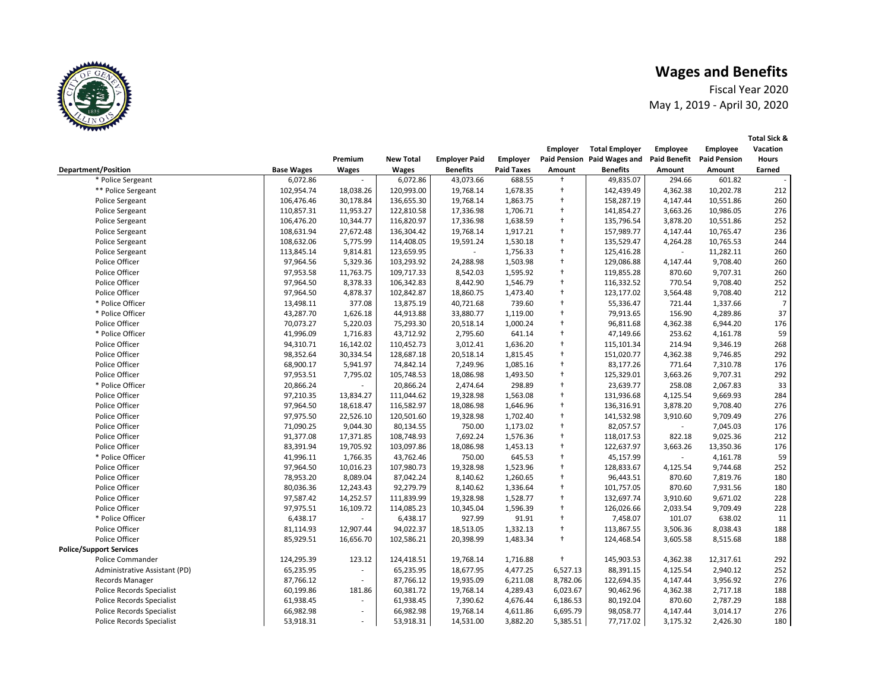# Wages and Benefits

Fiscal Year 2020
May 1, 2019 - April 30, 2020

| Department/Position | Base Wages | Premium Wages | New Total Wages | Employer Paid Benefits | Employer Paid Taxes | Employer Paid Pension Amount | Total Employer Paid Wages and Benefits | Employee Paid Benefit Amount | Employee Paid Pension Amount | Total Sick & Vacation Hours Earned |
|---|---|---|---|---|---|---|---|---|---|---|
| * Police Sergeant | 6,072.86 | - | 6,072.86 | 43,073.66 | 688.55 | † | 49,835.07 | 294.66 | 601.82 | - |
| ** Police Sergeant | 102,954.74 | 18,038.26 | 120,993.00 | 19,768.14 | 1,678.35 | † | 142,439.49 | 4,362.38 | 10,202.78 | 212 |
| Police Sergeant | 106,476.46 | 30,178.84 | 136,655.30 | 19,768.14 | 1,863.75 | † | 158,287.19 | 4,147.44 | 10,551.86 | 260 |
| Police Sergeant | 110,857.31 | 11,953.27 | 122,810.58 | 17,336.98 | 1,706.71 | † | 141,854.27 | 3,663.26 | 10,986.05 | 276 |
| Police Sergeant | 106,476.20 | 10,344.77 | 116,820.97 | 17,336.98 | 1,638.59 | † | 135,796.54 | 3,878.20 | 10,551.86 | 252 |
| Police Sergeant | 108,631.94 | 27,672.48 | 136,304.42 | 19,768.14 | 1,917.21 | † | 157,989.77 | 4,147.44 | 10,765.47 | 236 |
| Police Sergeant | 108,632.06 | 5,775.99 | 114,408.05 | 19,591.24 | 1,530.18 | † | 135,529.47 | 4,264.28 | 10,765.53 | 244 |
| Police Sergeant | 113,845.14 | 9,814.81 | 123,659.95 | - | 1,756.33 | † | 125,416.28 | - | 11,282.11 | 260 |
| Police Officer | 97,964.56 | 5,329.36 | 103,293.92 | 24,288.98 | 1,503.98 | † | 129,086.88 | 4,147.44 | 9,708.40 | 260 |
| Police Officer | 97,953.58 | 11,763.75 | 109,717.33 | 8,542.03 | 1,595.92 | † | 119,855.28 | 870.60 | 9,707.31 | 260 |
| Police Officer | 97,964.50 | 8,378.33 | 106,342.83 | 8,442.90 | 1,546.79 | † | 116,332.52 | 770.54 | 9,708.40 | 252 |
| Police Officer | 97,964.50 | 4,878.37 | 102,842.87 | 18,860.75 | 1,473.40 | † | 123,177.02 | 3,564.48 | 9,708.40 | 212 |
| * Police Officer | 13,498.11 | 377.08 | 13,875.19 | 40,721.68 | 739.60 | † | 55,336.47 | 721.44 | 1,337.66 | 7 |
| * Police Officer | 43,287.70 | 1,626.18 | 44,913.88 | 33,880.77 | 1,119.00 | † | 79,913.65 | 156.90 | 4,289.86 | 37 |
| Police Officer | 70,073.27 | 5,220.03 | 75,293.30 | 20,518.14 | 1,000.24 | † | 96,811.68 | 4,362.38 | 6,944.20 | 176 |
| * Police Officer | 41,996.09 | 1,716.83 | 43,712.92 | 2,795.60 | 641.14 | † | 47,149.66 | 253.62 | 4,161.78 | 59 |
| Police Officer | 94,310.71 | 16,142.02 | 110,452.73 | 3,012.41 | 1,636.20 | † | 115,101.34 | 214.94 | 9,346.19 | 268 |
| Police Officer | 98,352.64 | 30,334.54 | 128,687.18 | 20,518.14 | 1,815.45 | † | 151,020.77 | 4,362.38 | 9,746.85 | 292 |
| Police Officer | 68,900.17 | 5,941.97 | 74,842.14 | 7,249.96 | 1,085.16 | † | 83,177.26 | 771.64 | 7,310.78 | 176 |
| Police Officer | 97,953.51 | 7,795.02 | 105,748.53 | 18,086.98 | 1,493.50 | † | 125,329.01 | 3,663.26 | 9,707.31 | 292 |
| * Police Officer | 20,866.24 | - | 20,866.24 | 2,474.64 | 298.89 | † | 23,639.77 | 258.08 | 2,067.83 | 33 |
| Police Officer | 97,210.35 | 13,834.27 | 111,044.62 | 19,328.98 | 1,563.08 | † | 131,936.68 | 4,125.54 | 9,669.93 | 284 |
| Police Officer | 97,964.50 | 18,618.47 | 116,582.97 | 18,086.98 | 1,646.96 | † | 136,316.91 | 3,878.20 | 9,708.40 | 276 |
| Police Officer | 97,975.50 | 22,526.10 | 120,501.60 | 19,328.98 | 1,702.40 | † | 141,532.98 | 3,910.60 | 9,709.49 | 276 |
| Police Officer | 71,090.25 | 9,044.30 | 80,134.55 | 750.00 | 1,173.02 | † | 82,057.57 | - | 7,045.03 | 176 |
| Police Officer | 91,377.08 | 17,371.85 | 108,748.93 | 7,692.24 | 1,576.36 | † | 118,017.53 | 822.18 | 9,025.36 | 212 |
| Police Officer | 83,391.94 | 19,705.92 | 103,097.86 | 18,086.98 | 1,453.13 | † | 122,637.97 | 3,663.26 | 13,350.36 | 176 |
| * Police Officer | 41,996.11 | 1,766.35 | 43,762.46 | 750.00 | 645.53 | † | 45,157.99 | - | 4,161.78 | 59 |
| Police Officer | 97,964.50 | 10,016.23 | 107,980.73 | 19,328.98 | 1,523.96 | † | 128,833.67 | 4,125.54 | 9,744.68 | 252 |
| Police Officer | 78,953.20 | 8,089.04 | 87,042.24 | 8,140.62 | 1,260.65 | † | 96,443.51 | 870.60 | 7,819.76 | 180 |
| Police Officer | 80,036.36 | 12,243.43 | 92,279.79 | 8,140.62 | 1,336.64 | † | 101,757.05 | 870.60 | 7,931.56 | 180 |
| Police Officer | 97,587.42 | 14,252.57 | 111,839.99 | 19,328.98 | 1,528.77 | † | 132,697.74 | 3,910.60 | 9,671.02 | 228 |
| Police Officer | 97,975.51 | 16,109.72 | 114,085.23 | 10,345.04 | 1,596.39 | † | 126,026.66 | 2,033.54 | 9,709.49 | 228 |
| * Police Officer | 6,438.17 | - | 6,438.17 | 927.99 | 91.91 | † | 7,458.07 | 101.07 | 638.02 | 11 |
| Police Officer | 81,114.93 | 12,907.44 | 94,022.37 | 18,513.05 | 1,332.13 | † | 113,867.55 | 3,506.36 | 8,038.43 | 188 |
| Police Officer | 85,929.51 | 16,656.70 | 102,586.21 | 20,398.99 | 1,483.34 | † | 124,468.54 | 3,605.58 | 8,515.68 | 188 |
| **Police/Support Services** | | | | | | | | | | |
| Police Commander | 124,295.39 | 123.12 | 124,418.51 | 19,768.14 | 1,716.88 | † | 145,903.53 | 4,362.38 | 12,317.61 | 292 |
| Administrative Assistant (PD) | 65,235.95 | - | 65,235.95 | 18,677.95 | 4,477.25 | 6,527.13 | 88,391.15 | 4,125.54 | 2,940.12 | 252 |
| Records Manager | 87,766.12 | - | 87,766.12 | 19,935.09 | 6,211.08 | 8,782.06 | 122,694.35 | 4,147.44 | 3,956.92 | 276 |
| Police Records Specialist | 60,199.86 | 181.86 | 60,381.72 | 19,768.14 | 4,289.43 | 6,023.67 | 90,462.96 | 4,362.38 | 2,717.18 | 188 |
| Police Records Specialist | 61,938.45 | - | 61,938.45 | 7,390.62 | 4,676.44 | 6,186.53 | 80,192.04 | 870.60 | 2,787.29 | 188 |
| Police Records Specialist | 66,982.98 | - | 66,982.98 | 19,768.14 | 4,611.86 | 6,695.79 | 98,058.77 | 4,147.44 | 3,014.17 | 276 |
| Police Records Specialist | 53,918.31 | - | 53,918.31 | 14,531.00 | 3,882.20 | 5,385.51 | 77,717.02 | 3,175.32 | 2,426.30 | 180 |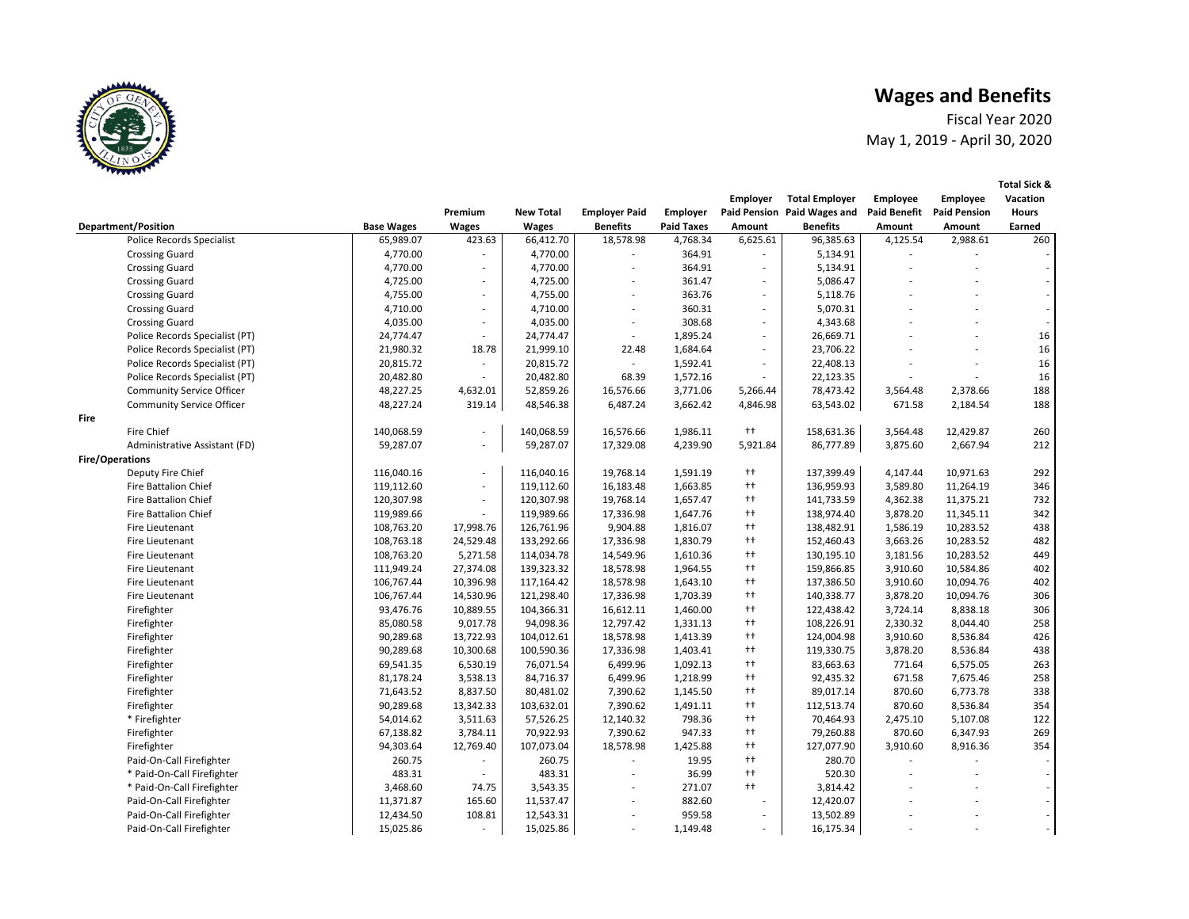# Wages and Benefits

Fiscal Year 2020

May 1, 2019 - April 30, 2020

| Department/Position | Base Wages | Premium Wages | New Total Wages | Employer Paid Benefits | Employer Paid Taxes | Employer Paid Pension Amount | Total Employer Paid Wages and Benefits | Employee Paid Benefit Amount | Employee Paid Pension Amount | Total Sick & Vacation Hours Earned |
|---|---|---|---|---|---|---|---|---|---|---|
| Police Records Specialist | 65,989.07 | 423.63 | 66,412.70 | 18,578.98 | 4,768.34 | 6,625.61 | 96,385.63 | 4,125.54 | 2,988.61 | 260 |
| Crossing Guard | 4,770.00 | - | 4,770.00 | - | 364.91 | - | 5,134.91 | - | - | - |
| Crossing Guard | 4,770.00 | - | 4,770.00 | - | 364.91 | - | 5,134.91 | - | - | - |
| Crossing Guard | 4,725.00 | - | 4,725.00 | - | 361.47 | - | 5,086.47 | - | - | - |
| Crossing Guard | 4,755.00 | - | 4,755.00 | - | 363.76 | - | 5,118.76 | - | - | - |
| Crossing Guard | 4,710.00 | - | 4,710.00 | - | 360.31 | - | 5,070.31 | - | - | - |
| Crossing Guard | 4,035.00 | - | 4,035.00 | - | 308.68 | - | 4,343.68 | - | - | - |
| Police Records Specialist (PT) | 24,774.47 | - | 24,774.47 | - | 1,895.24 | - | 26,669.71 | - | - | 16 |
| Police Records Specialist (PT) | 21,980.32 | 18.78 | 21,999.10 | 22.48 | 1,684.64 | - | 23,706.22 | - | - | 16 |
| Police Records Specialist (PT) | 20,815.72 | - | 20,815.72 | - | 1,592.41 | - | 22,408.13 | - | - | 16 |
| Police Records Specialist (PT) | 20,482.80 | - | 20,482.80 | 68.39 | 1,572.16 | - | 22,123.35 | - | - | 16 |
| Community Service Officer | 48,227.25 | 4,632.01 | 52,859.26 | 16,576.66 | 3,771.06 | 5,266.44 | 78,473.42 | 3,564.48 | 2,378.66 | 188 |
| Community Service Officer | 48,227.24 | 319.14 | 48,546.38 | 6,487.24 | 3,662.42 | 4,846.98 | 63,543.02 | 671.58 | 2,184.54 | 188 |
| **Fire** | | | | | | | | | | |
| Fire Chief | 140,068.59 | - | 140,068.59 | 16,576.66 | 1,986.11 | †† | 158,631.36 | 3,564.48 | 12,429.87 | 260 |
| Administrative Assistant (FD) | 59,287.07 | - | 59,287.07 | 17,329.08 | 4,239.90 | 5,921.84 | 86,777.89 | 3,875.60 | 2,667.94 | 212 |
| **Fire/Operations** | | | | | | | | | | |
| Deputy Fire Chief | 116,040.16 | - | 116,040.16 | 19,768.14 | 1,591.19 | †† | 137,399.49 | 4,147.44 | 10,971.63 | 292 |
| Fire Battalion Chief | 119,112.60 | - | 119,112.60 | 16,183.48 | 1,663.85 | †† | 136,959.93 | 3,589.80 | 11,264.19 | 346 |
| Fire Battalion Chief | 120,307.98 | - | 120,307.98 | 19,768.14 | 1,657.47 | †† | 141,733.59 | 4,362.38 | 11,375.21 | 732 |
| Fire Battalion Chief | 119,989.66 | - | 119,989.66 | 17,336.98 | 1,647.76 | †† | 138,974.40 | 3,878.20 | 11,345.11 | 342 |
| Fire Lieutenant | 108,763.20 | 17,998.76 | 126,761.96 | 9,904.88 | 1,816.07 | †† | 138,482.91 | 1,586.19 | 10,283.52 | 438 |
| Fire Lieutenant | 108,763.18 | 24,529.48 | 133,292.66 | 17,336.98 | 1,830.79 | †† | 152,460.43 | 3,663.26 | 10,283.52 | 482 |
| Fire Lieutenant | 108,763.20 | 5,271.58 | 114,034.78 | 14,549.96 | 1,610.36 | †† | 130,195.10 | 3,181.56 | 10,283.52 | 449 |
| Fire Lieutenant | 111,949.24 | 27,374.08 | 139,323.32 | 18,578.98 | 1,964.55 | †† | 159,866.85 | 3,910.60 | 10,584.86 | 402 |
| Fire Lieutenant | 106,767.44 | 10,396.98 | 117,164.42 | 18,578.98 | 1,643.10 | †† | 137,386.50 | 3,910.60 | 10,094.76 | 402 |
| Fire Lieutenant | 106,767.44 | 14,530.96 | 121,298.40 | 17,336.98 | 1,703.39 | †† | 140,338.77 | 3,878.20 | 10,094.76 | 306 |
| Firefighter | 93,476.76 | 10,889.55 | 104,366.31 | 16,612.11 | 1,460.00 | †† | 122,438.42 | 3,724.14 | 8,838.18 | 306 |
| Firefighter | 85,080.58 | 9,017.78 | 94,098.36 | 12,797.42 | 1,331.13 | †† | 108,226.91 | 2,330.32 | 8,044.40 | 258 |
| Firefighter | 90,289.68 | 13,722.93 | 104,012.61 | 18,578.98 | 1,413.39 | †† | 124,004.98 | 3,910.60 | 8,536.84 | 426 |
| Firefighter | 90,289.68 | 10,300.68 | 100,590.36 | 17,336.98 | 1,403.41 | †† | 119,330.75 | 3,878.20 | 8,536.84 | 438 |
| Firefighter | 69,541.35 | 6,530.19 | 76,071.54 | 6,499.96 | 1,092.13 | †† | 83,663.63 | 771.64 | 6,575.05 | 263 |
| Firefighter | 81,178.24 | 3,538.13 | 84,716.37 | 6,499.96 | 1,218.99 | †† | 92,435.32 | 671.58 | 7,675.46 | 258 |
| Firefighter | 71,643.52 | 8,837.50 | 80,481.02 | 7,390.62 | 1,145.50 | †† | 89,017.14 | 870.60 | 6,773.78 | 338 |
| Firefighter | 90,289.68 | 13,342.33 | 103,632.01 | 7,390.62 | 1,491.11 | †† | 112,513.74 | 870.60 | 8,536.84 | 354 |
| * Firefighter | 54,014.62 | 3,511.63 | 57,526.25 | 12,140.32 | 798.36 | †† | 70,464.93 | 2,475.10 | 5,107.08 | 122 |
| Firefighter | 67,138.82 | 3,784.11 | 70,922.93 | 7,390.62 | 947.33 | †† | 79,260.88 | 870.60 | 6,347.93 | 269 |
| Firefighter | 94,303.64 | 12,769.40 | 107,073.04 | 18,578.98 | 1,425.88 | †† | 127,077.90 | 3,910.60 | 8,916.36 | 354 |
| Paid-On-Call Firefighter | 260.75 | - | 260.75 | - | 19.95 | †† | 280.70 | - | - | - |
| * Paid-On-Call Firefighter | 483.31 | - | 483.31 | - | 36.99 | †† | 520.30 | - | - | - |
| * Paid-On-Call Firefighter | 3,468.60 | 74.75 | 3,543.35 | - | 271.07 | †† | 3,814.42 | - | - | - |
| Paid-On-Call Firefighter | 11,371.87 | 165.60 | 11,537.47 | - | 882.60 | - | 12,420.07 | - | - | - |
| Paid-On-Call Firefighter | 12,434.50 | 108.81 | 12,543.31 | - | 959.58 | - | 13,502.89 | - | - | - |
| Paid-On-Call Firefighter | 15,025.86 | - | 15,025.86 | - | 1,149.48 | - | 16,175.34 | - | - | - |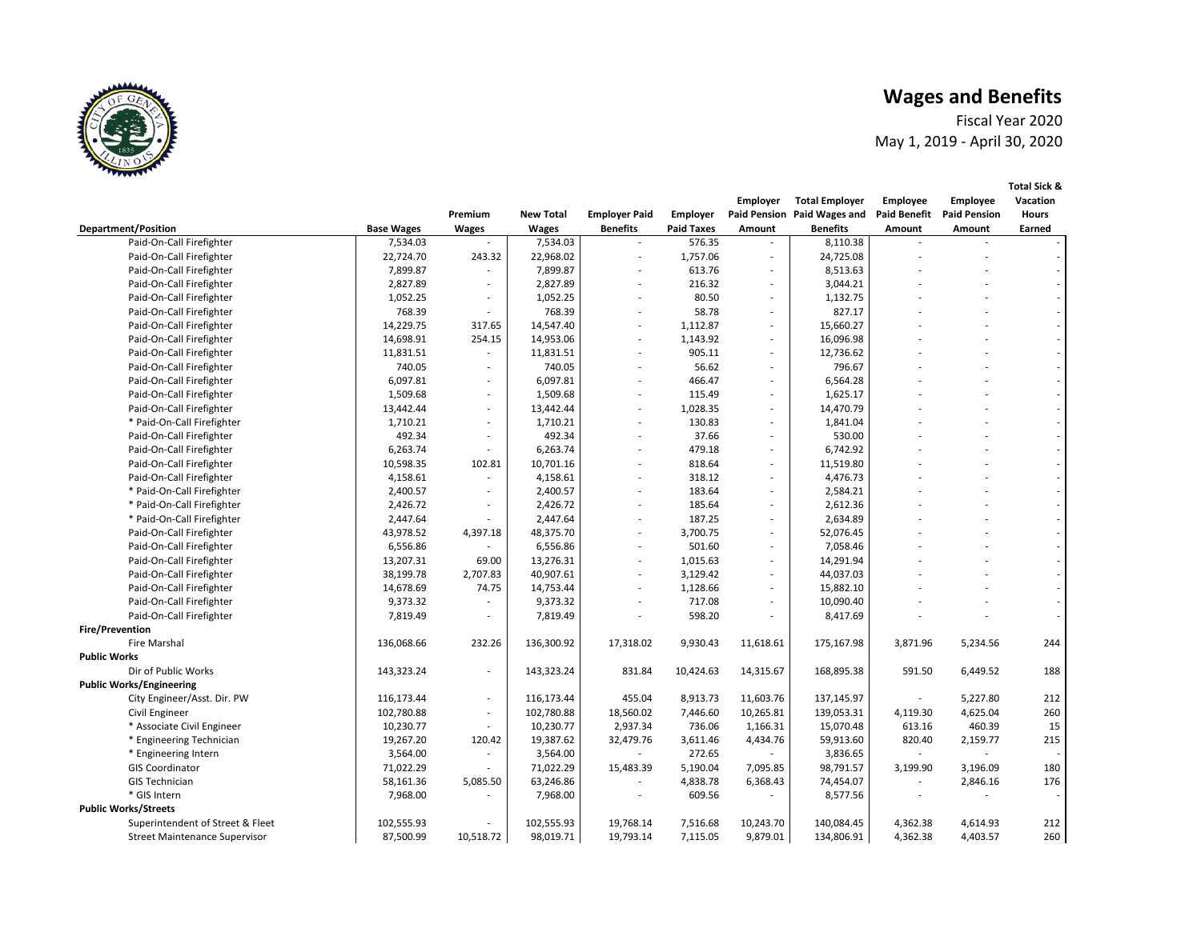# Wages and Benefits

Fiscal Year 2020
May 1, 2019 - April 30, 2020

| Department/Position | Base Wages | Premium Wages | New Total Wages | Employer Paid Benefits | Employer Paid Taxes | Employer Paid Pension Amount | Total Employer Paid Wages and Benefits | Employee Paid Benefit Amount | Employee Paid Pension Amount | Total Sick & Vacation Hours Earned |
|---|---|---|---|---|---|---|---|---|---|---|
| Paid-On-Call Firefighter | 7,534.03 | - | 7,534.03 | - | 576.35 | - | 8,110.38 | - | - | - |
| Paid-On-Call Firefighter | 22,724.70 | 243.32 | 22,968.02 | - | 1,757.06 | - | 24,725.08 | - | - | - |
| Paid-On-Call Firefighter | 7,899.87 | - | 7,899.87 | - | 613.76 | - | 8,513.63 | - | - | - |
| Paid-On-Call Firefighter | 2,827.89 | - | 2,827.89 | - | 216.32 | - | 3,044.21 | - | - | - |
| Paid-On-Call Firefighter | 1,052.25 | - | 1,052.25 | - | 80.50 | - | 1,132.75 | - | - | - |
| Paid-On-Call Firefighter | 768.39 | - | 768.39 | - | 58.78 | - | 827.17 | - | - | - |
| Paid-On-Call Firefighter | 14,229.75 | 317.65 | 14,547.40 | - | 1,112.87 | - | 15,660.27 | - | - | - |
| Paid-On-Call Firefighter | 14,698.91 | 254.15 | 14,953.06 | - | 1,143.92 | - | 16,096.98 | - | - | - |
| Paid-On-Call Firefighter | 11,831.51 | - | 11,831.51 | - | 905.11 | - | 12,736.62 | - | - | - |
| Paid-On-Call Firefighter | 740.05 | - | 740.05 | - | 56.62 | - | 796.67 | - | - | - |
| Paid-On-Call Firefighter | 6,097.81 | - | 6,097.81 | - | 466.47 | - | 6,564.28 | - | - | - |
| Paid-On-Call Firefighter | 1,509.68 | - | 1,509.68 | - | 115.49 | - | 1,625.17 | - | - | - |
| Paid-On-Call Firefighter | 13,442.44 | - | 13,442.44 | - | 1,028.35 | - | 14,470.79 | - | - | - |
| * Paid-On-Call Firefighter | 1,710.21 | - | 1,710.21 | - | 130.83 | - | 1,841.04 | - | - | - |
| Paid-On-Call Firefighter | 492.34 | - | 492.34 | - | 37.66 | - | 530.00 | - | - | - |
| Paid-On-Call Firefighter | 6,263.74 | - | 6,263.74 | - | 479.18 | - | 6,742.92 | - | - | - |
| Paid-On-Call Firefighter | 10,598.35 | 102.81 | 10,701.16 | - | 818.64 | - | 11,519.80 | - | - | - |
| Paid-On-Call Firefighter | 4,158.61 | - | 4,158.61 | - | 318.12 | - | 4,476.73 | - | - | - |
| * Paid-On-Call Firefighter | 2,400.57 | - | 2,400.57 | - | 183.64 | - | 2,584.21 | - | - | - |
| * Paid-On-Call Firefighter | 2,426.72 | - | 2,426.72 | - | 185.64 | - | 2,612.36 | - | - | - |
| * Paid-On-Call Firefighter | 2,447.64 | - | 2,447.64 | - | 187.25 | - | 2,634.89 | - | - | - |
| Paid-On-Call Firefighter | 43,978.52 | 4,397.18 | 48,375.70 | - | 3,700.75 | - | 52,076.45 | - | - | - |
| Paid-On-Call Firefighter | 6,556.86 | - | 6,556.86 | - | 501.60 | - | 7,058.46 | - | - | - |
| Paid-On-Call Firefighter | 13,207.31 | 69.00 | 13,276.31 | - | 1,015.63 | - | 14,291.94 | - | - | - |
| Paid-On-Call Firefighter | 38,199.78 | 2,707.83 | 40,907.61 | - | 3,129.42 | - | 44,037.03 | - | - | - |
| Paid-On-Call Firefighter | 14,678.69 | 74.75 | 14,753.44 | - | 1,128.66 | - | 15,882.10 | - | - | - |
| Paid-On-Call Firefighter | 9,373.32 | - | 9,373.32 | - | 717.08 | - | 10,090.40 | - | - | - |
| Paid-On-Call Firefighter | 7,819.49 | - | 7,819.49 | - | 598.20 | - | 8,417.69 | - | - | - |
| **Fire/Prevention** | | | | | | | | | | |
| Fire Marshal | 136,068.66 | 232.26 | 136,300.92 | 17,318.02 | 9,930.43 | 11,618.61 | 175,167.98 | 3,871.96 | 5,234.56 | 244 |
| **Public Works** | | | | | | | | | | |
| Dir of Public Works | 143,323.24 | - | 143,323.24 | 831.84 | 10,424.63 | 14,315.67 | 168,895.38 | 591.50 | 6,449.52 | 188 |
| **Public Works/Engineering** | | | | | | | | | | |
| City Engineer/Asst. Dir. PW | 116,173.44 | - | 116,173.44 | 455.04 | 8,913.73 | 11,603.76 | 137,145.97 | - | 5,227.80 | 212 |
| Civil Engineer | 102,780.88 | - | 102,780.88 | 18,560.02 | 7,446.60 | 10,265.81 | 139,053.31 | 4,119.30 | 4,625.04 | 260 |
| * Associate Civil Engineer | 10,230.77 | - | 10,230.77 | 2,937.34 | 736.06 | 1,166.31 | 15,070.48 | 613.16 | 460.39 | 15 |
| * Engineering Technician | 19,267.20 | 120.42 | 19,387.62 | 32,479.76 | 3,611.46 | 4,434.76 | 59,913.60 | 820.40 | 2,159.77 | 215 |
| * Engineering Intern | 3,564.00 | - | 3,564.00 | - | 272.65 | - | 3,836.65 | - | - | - |
| GIS Coordinator | 71,022.29 | - | 71,022.29 | 15,483.39 | 5,190.04 | 7,095.85 | 98,791.57 | 3,199.90 | 3,196.09 | 180 |
| GIS Technician | 58,161.36 | 5,085.50 | 63,246.86 | - | 4,838.78 | 6,368.43 | 74,454.07 | - | 2,846.16 | 176 |
| * GIS Intern | 7,968.00 | - | 7,968.00 | - | 609.56 | - | 8,577.56 | - | - | - |
| **Public Works/Streets** | | | | | | | | | | |
| Superintendent of Street & Fleet | 102,555.93 | - | 102,555.93 | 19,768.14 | 7,516.68 | 10,243.70 | 140,084.45 | 4,362.38 | 4,614.93 | 212 |
| Street Maintenance Supervisor | 87,500.99 | 10,518.72 | 98,019.71 | 19,793.14 | 7,115.05 | 9,879.01 | 134,806.91 | 4,362.38 | 4,403.57 | 260 |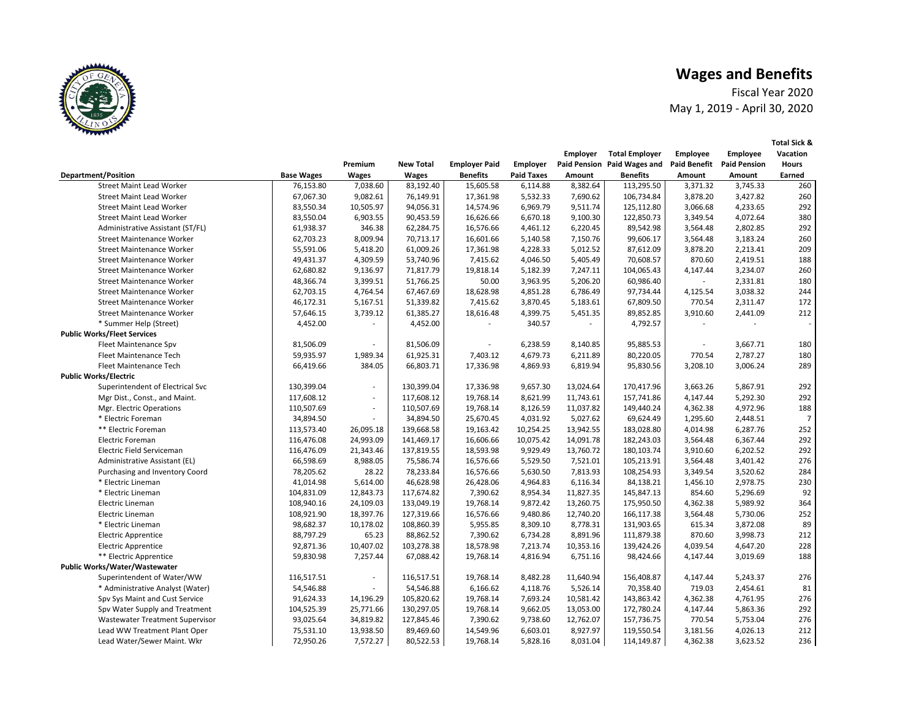# Wages and Benefits

Fiscal Year 2020

May 1, 2019 - April 30, 2020

| Department/Position | Base Wages | Premium Wages | New Total Wages | Employer Paid Benefits | Employer Paid Taxes | Employer Paid Pension Amount | Total Employer Paid Wages and Benefits | Employee Paid Benefit Amount | Employee Paid Pension Amount | Total Sick & Vacation Hours Earned |
|---|---|---|---|---|---|---|---|---|---|---|
| Street Maint Lead Worker | 76,153.80 | 7,038.60 | 83,192.40 | 15,605.58 | 6,114.88 | 8,382.64 | 113,295.50 | 3,371.32 | 3,745.33 | 260 |
| Street Maint Lead Worker | 67,067.30 | 9,082.61 | 76,149.91 | 17,361.98 | 5,532.33 | 7,690.62 | 106,734.84 | 3,878.20 | 3,427.82 | 260 |
| Street Maint Lead Worker | 83,550.34 | 10,505.97 | 94,056.31 | 14,574.96 | 6,969.79 | 9,511.74 | 125,112.80 | 3,066.68 | 4,233.65 | 292 |
| Street Maint Lead Worker | 83,550.04 | 6,903.55 | 90,453.59 | 16,626.66 | 6,670.18 | 9,100.30 | 122,850.73 | 3,349.54 | 4,072.64 | 380 |
| Administrative Assistant (ST/FL) | 61,938.37 | 346.38 | 62,284.75 | 16,576.66 | 4,461.12 | 6,220.45 | 89,542.98 | 3,564.48 | 2,802.85 | 292 |
| Street Maintenance Worker | 62,703.23 | 8,009.94 | 70,713.17 | 16,601.66 | 5,140.58 | 7,150.76 | 99,606.17 | 3,564.48 | 3,183.24 | 260 |
| Street Maintenance Worker | 55,591.06 | 5,418.20 | 61,009.26 | 17,361.98 | 4,228.33 | 5,012.52 | 87,612.09 | 3,878.20 | 2,213.41 | 209 |
| Street Maintenance Worker | 49,431.37 | 4,309.59 | 53,740.96 | 7,415.62 | 4,046.50 | 5,405.49 | 70,608.57 | 870.60 | 2,419.51 | 188 |
| Street Maintenance Worker | 62,680.82 | 9,136.97 | 71,817.79 | 19,818.14 | 5,182.39 | 7,247.11 | 104,065.43 | 4,147.44 | 3,234.07 | 260 |
| Street Maintenance Worker | 48,366.74 | 3,399.51 | 51,766.25 | 50.00 | 3,963.95 | 5,206.20 | 60,986.40 | - | 2,331.81 | 180 |
| Street Maintenance Worker | 62,703.15 | 4,764.54 | 67,467.69 | 18,628.98 | 4,851.28 | 6,786.49 | 97,734.44 | 4,125.54 | 3,038.32 | 244 |
| Street Maintenance Worker | 46,172.31 | 5,167.51 | 51,339.82 | 7,415.62 | 3,870.45 | 5,183.61 | 67,809.50 | 770.54 | 2,311.47 | 172 |
| Street Maintenance Worker | 57,646.15 | 3,739.12 | 61,385.27 | 18,616.48 | 4,399.75 | 5,451.35 | 89,852.85 | 3,910.60 | 2,441.09 | 212 |
| * Summer Help (Street) | 4,452.00 | - | 4,452.00 | - | 340.57 | - | 4,792.57 | - | - | - |
| **Public Works/Fleet Services** | | | | | | | | | | |
| Fleet Maintenance Spv | 81,506.09 | - | 81,506.09 | - | 6,238.59 | 8,140.85 | 95,885.53 | - | 3,667.71 | 180 |
| Fleet Maintenance Tech | 59,935.97 | 1,989.34 | 61,925.31 | 7,403.12 | 4,679.73 | 6,211.89 | 80,220.05 | 770.54 | 2,787.27 | 180 |
| Fleet Maintenance Tech | 66,419.66 | 384.05 | 66,803.71 | 17,336.98 | 4,869.93 | 6,819.94 | 95,830.56 | 3,208.10 | 3,006.24 | 289 |
| **Public Works/Electric** | | | | | | | | | | |
| Superintendent of Electrical Svc | 130,399.04 | - | 130,399.04 | 17,336.98 | 9,657.30 | 13,024.64 | 170,417.96 | 3,663.26 | 5,867.91 | 292 |
| Mgr Dist., Const., and Maint. | 117,608.12 | - | 117,608.12 | 19,768.14 | 8,621.99 | 11,743.61 | 157,741.86 | 4,147.44 | 5,292.30 | 292 |
| Mgr. Electric Operations | 110,507.69 | - | 110,507.69 | 19,768.14 | 8,126.59 | 11,037.82 | 149,440.24 | 4,362.38 | 4,972.96 | 188 |
| * Electric Foreman | 34,894.50 | - | 34,894.50 | 25,670.45 | 4,031.92 | 5,027.62 | 69,624.49 | 1,295.60 | 2,448.51 | 7 |
| ** Electric Foreman | 113,573.40 | 26,095.18 | 139,668.58 | 19,163.42 | 10,254.25 | 13,942.55 | 183,028.80 | 4,014.98 | 6,287.76 | 252 |
| Electric Foreman | 116,476.08 | 24,993.09 | 141,469.17 | 16,606.66 | 10,075.42 | 14,091.78 | 182,243.03 | 3,564.48 | 6,367.44 | 292 |
| Electric Field Serviceman | 116,476.09 | 21,343.46 | 137,819.55 | 18,593.98 | 9,929.49 | 13,760.72 | 180,103.74 | 3,910.60 | 6,202.52 | 292 |
| Administrative Assistant (EL) | 66,598.69 | 8,988.05 | 75,586.74 | 16,576.66 | 5,529.50 | 7,521.01 | 105,213.91 | 3,564.48 | 3,401.42 | 276 |
| Purchasing and Inventory Coord | 78,205.62 | 28.22 | 78,233.84 | 16,576.66 | 5,630.50 | 7,813.93 | 108,254.93 | 3,349.54 | 3,520.62 | 284 |
| * Electric Lineman | 41,014.98 | 5,614.00 | 46,628.98 | 26,428.06 | 4,964.83 | 6,116.34 | 84,138.21 | 1,456.10 | 2,978.75 | 230 |
| * Electric Lineman | 104,831.09 | 12,843.73 | 117,674.82 | 7,390.62 | 8,954.34 | 11,827.35 | 145,847.13 | 854.60 | 5,296.69 | 92 |
| Electric Lineman | 108,940.16 | 24,109.03 | 133,049.19 | 19,768.14 | 9,872.42 | 13,260.75 | 175,950.50 | 4,362.38 | 5,989.92 | 364 |
| Electric Lineman | 108,921.90 | 18,397.76 | 127,319.66 | 16,576.66 | 9,480.86 | 12,740.20 | 166,117.38 | 3,564.48 | 5,730.06 | 252 |
| * Electric Lineman | 98,682.37 | 10,178.02 | 108,860.39 | 5,955.85 | 8,309.10 | 8,778.31 | 131,903.65 | 615.34 | 3,872.08 | 89 |
| Electric Apprentice | 88,797.29 | 65.23 | 88,862.52 | 7,390.62 | 6,734.28 | 8,891.96 | 111,879.38 | 870.60 | 3,998.73 | 212 |
| Electric Apprentice | 92,871.36 | 10,407.02 | 103,278.38 | 18,578.98 | 7,213.74 | 10,353.16 | 139,424.26 | 4,039.54 | 4,647.20 | 228 |
| ** Electric Apprentice | 59,830.98 | 7,257.44 | 67,088.42 | 19,768.14 | 4,816.94 | 6,751.16 | 98,424.66 | 4,147.44 | 3,019.69 | 188 |
| **Public Works/Water/Wastewater** | | | | | | | | | | |
| Superintendent of Water/WW | 116,517.51 | - | 116,517.51 | 19,768.14 | 8,482.28 | 11,640.94 | 156,408.87 | 4,147.44 | 5,243.37 | 276 |
| * Administrative Analyst (Water) | 54,546.88 | - | 54,546.88 | 6,166.62 | 4,118.76 | 5,526.14 | 70,358.40 | 719.03 | 2,454.61 | 81 |
| Spv Sys Maint and Cust Service | 91,624.33 | 14,196.29 | 105,820.62 | 19,768.14 | 7,693.24 | 10,581.42 | 143,863.42 | 4,362.38 | 4,761.95 | 276 |
| Spv Water Supply and Treatment | 104,525.39 | 25,771.66 | 130,297.05 | 19,768.14 | 9,662.05 | 13,053.00 | 172,780.24 | 4,147.44 | 5,863.36 | 292 |
| Wastewater Treatment Supervisor | 93,025.64 | 34,819.82 | 127,845.46 | 7,390.62 | 9,738.60 | 12,762.07 | 157,736.75 | 770.54 | 5,753.04 | 276 |
| Lead WW Treatment Plant Oper | 75,531.10 | 13,938.50 | 89,469.60 | 14,549.96 | 6,603.01 | 8,927.97 | 119,550.54 | 3,181.56 | 4,026.13 | 212 |
| Lead Water/Sewer Maint. Wkr | 72,950.26 | 7,572.27 | 80,522.53 | 19,768.14 | 5,828.16 | 8,031.04 | 114,149.87 | 4,362.38 | 3,623.52 | 236 |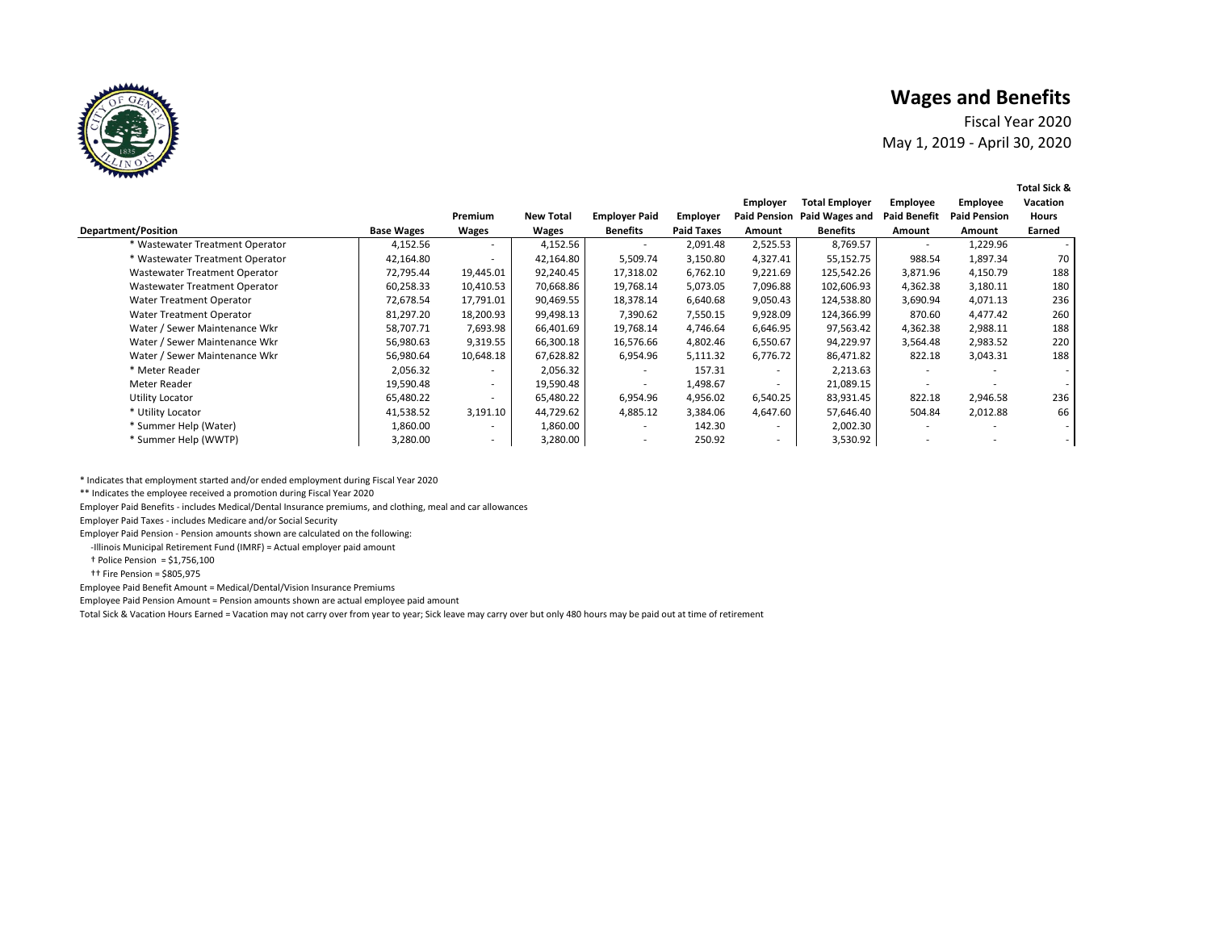# Wages and Benefits

Fiscal Year 2020

May 1, 2019 - April 30, 2020

| Department/Position | Base Wages | Premium Wages | New Total Wages | Employer Paid Benefits | Employer Paid Taxes | Employer Paid Pension Amount | Total Employer Paid Wages and Benefits | Employee Paid Benefit Amount | Employee Paid Pension Amount | Total Sick & Vacation Hours Earned |
|---|---|---|---|---|---|---|---|---|---|---|
| * Wastewater Treatment Operator | 4,152.56 | - | 4,152.56 | - | 2,091.48 | 2,525.53 | 8,769.57 | - | 1,229.96 | - |
| * Wastewater Treatment Operator | 42,164.80 | - | 42,164.80 | 5,509.74 | 3,150.80 | 4,327.41 | 55,152.75 | 988.54 | 1,897.34 | 70 |
| Wastewater Treatment Operator | 72,795.44 | 19,445.01 | 92,240.45 | 17,318.02 | 6,762.10 | 9,221.69 | 125,542.26 | 3,871.96 | 4,150.79 | 188 |
| Wastewater Treatment Operator | 60,258.33 | 10,410.53 | 70,668.86 | 19,768.14 | 5,073.05 | 7,096.88 | 102,606.93 | 4,362.38 | 3,180.11 | 180 |
| Water Treatment Operator | 72,678.54 | 17,791.01 | 90,469.55 | 18,378.14 | 6,640.68 | 9,050.43 | 124,538.80 | 3,690.94 | 4,071.13 | 236 |
| Water Treatment Operator | 81,297.20 | 18,200.93 | 99,498.13 | 7,390.62 | 7,550.15 | 9,928.09 | 124,366.99 | 870.60 | 4,477.42 | 260 |
| Water / Sewer Maintenance Wkr | 58,707.71 | 7,693.98 | 66,401.69 | 19,768.14 | 4,746.64 | 6,646.95 | 97,563.42 | 4,362.38 | 2,988.11 | 188 |
| Water / Sewer Maintenance Wkr | 56,980.63 | 9,319.55 | 66,300.18 | 16,576.66 | 4,802.46 | 6,550.67 | 94,229.97 | 3,564.48 | 2,983.52 | 220 |
| Water / Sewer Maintenance Wkr | 56,980.64 | 10,648.18 | 67,628.82 | 6,954.96 | 5,111.32 | 6,776.72 | 86,471.82 | 822.18 | 3,043.31 | 188 |
| * Meter Reader | 2,056.32 | - | 2,056.32 | - | 157.31 | - | 2,213.63 | - | - | - |
| Meter Reader | 19,590.48 | - | 19,590.48 | - | 1,498.67 | - | 21,089.15 | - | - | - |
| Utility Locator | 65,480.22 | - | 65,480.22 | 6,954.96 | 4,956.02 | 6,540.25 | 83,931.45 | 822.18 | 2,946.58 | 236 |
| * Utility Locator | 41,538.52 | 3,191.10 | 44,729.62 | 4,885.12 | 3,384.06 | 4,647.60 | 57,646.40 | 504.84 | 2,012.88 | 66 |
| * Summer Help (Water) | 1,860.00 | - | 1,860.00 | - | 142.30 | - | 2,002.30 | - | - | - |
| * Summer Help (WWTP) | 3,280.00 | - | 3,280.00 | - | 250.92 | - | 3,530.92 | - | - | - |

* Indicates that employment started and/or ended employment during Fiscal Year 2020

** Indicates the employee received a promotion during Fiscal Year 2020

Employer Paid Benefits - includes Medical/Dental Insurance premiums, and clothing, meal and car allowances

Employer Paid Taxes - includes Medicare and/or Social Security

Employer Paid Pension - Pension amounts shown are calculated on the following:

-Illinois Municipal Retirement Fund (IMRF) = Actual employer paid amount

† Police Pension = $1,756,100

†† Fire Pension = $805,975

Employee Paid Benefit Amount = Medical/Dental/Vision Insurance Premiums

Employee Paid Pension Amount = Pension amounts shown are actual employee paid amount

Total Sick & Vacation Hours Earned = Vacation may not carry over from year to year; Sick leave may carry over but only 480 hours may be paid out at time of retirement